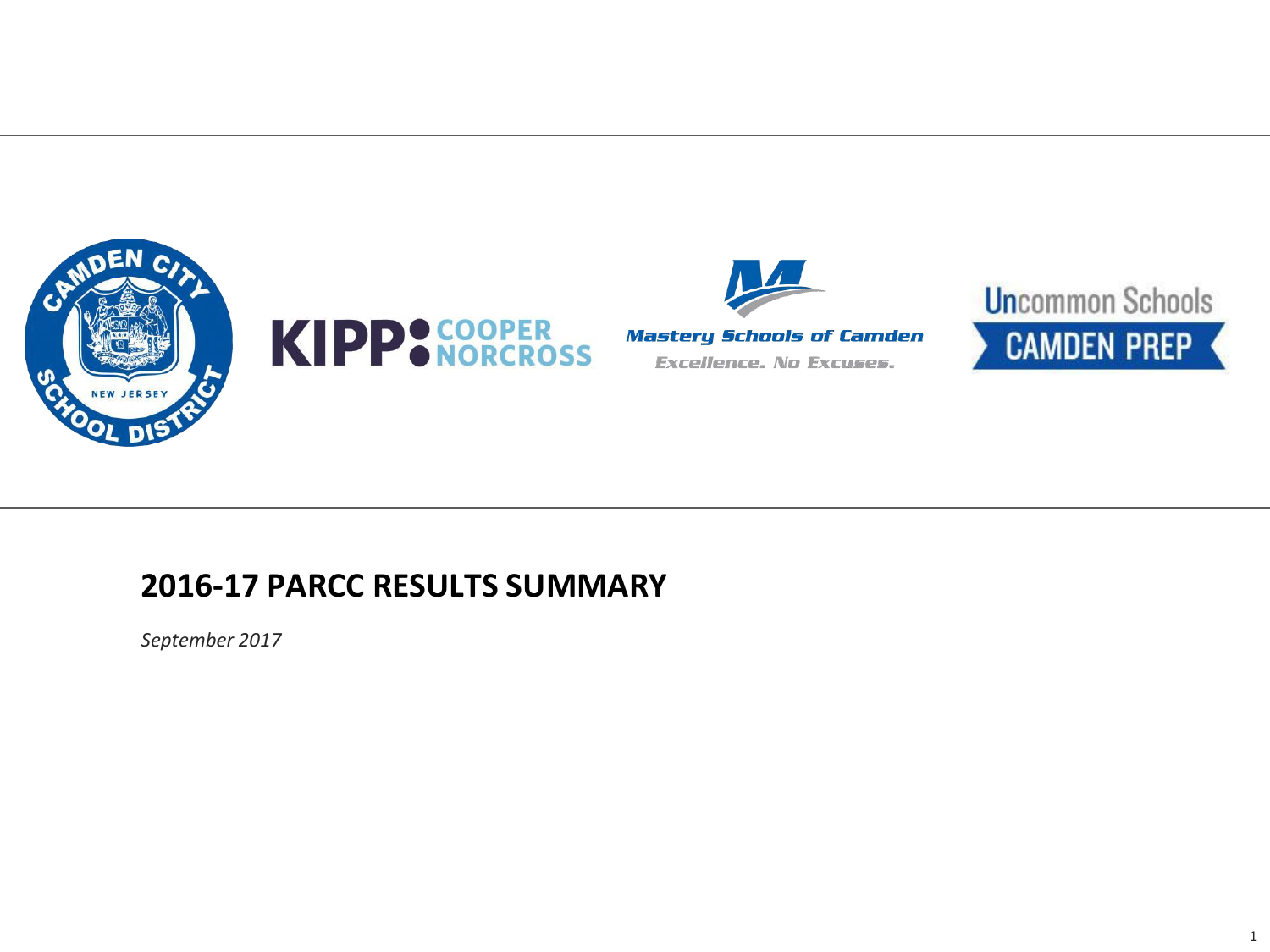# 2016-17 PARCC RESULTS SUMMARY

*September 2017*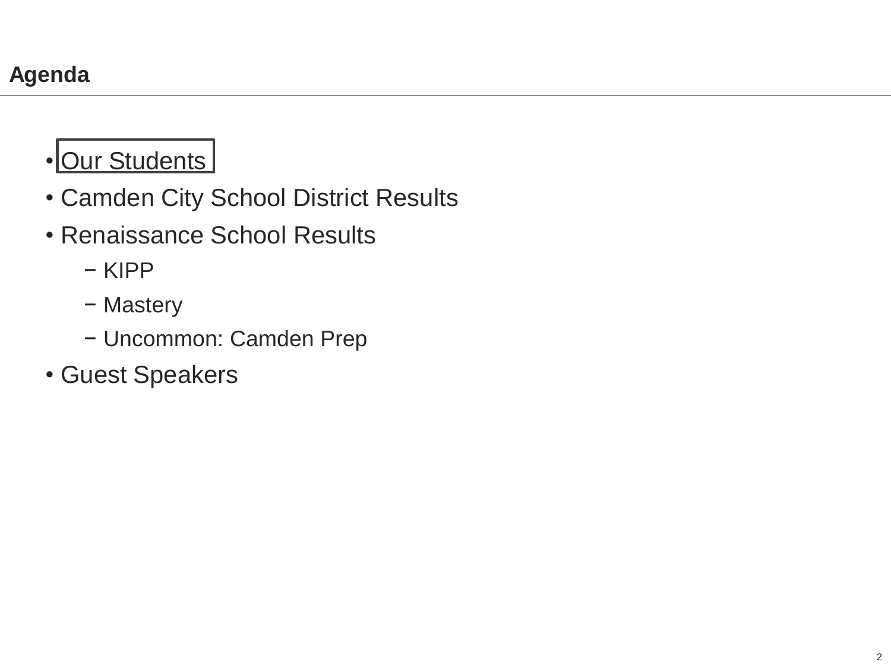# Agenda

- Our Students
- Camden City School District Results
- Renaissance School Results
  - KIPP
  - Mastery
  - Uncommon: Camden Prep
- Guest Speakers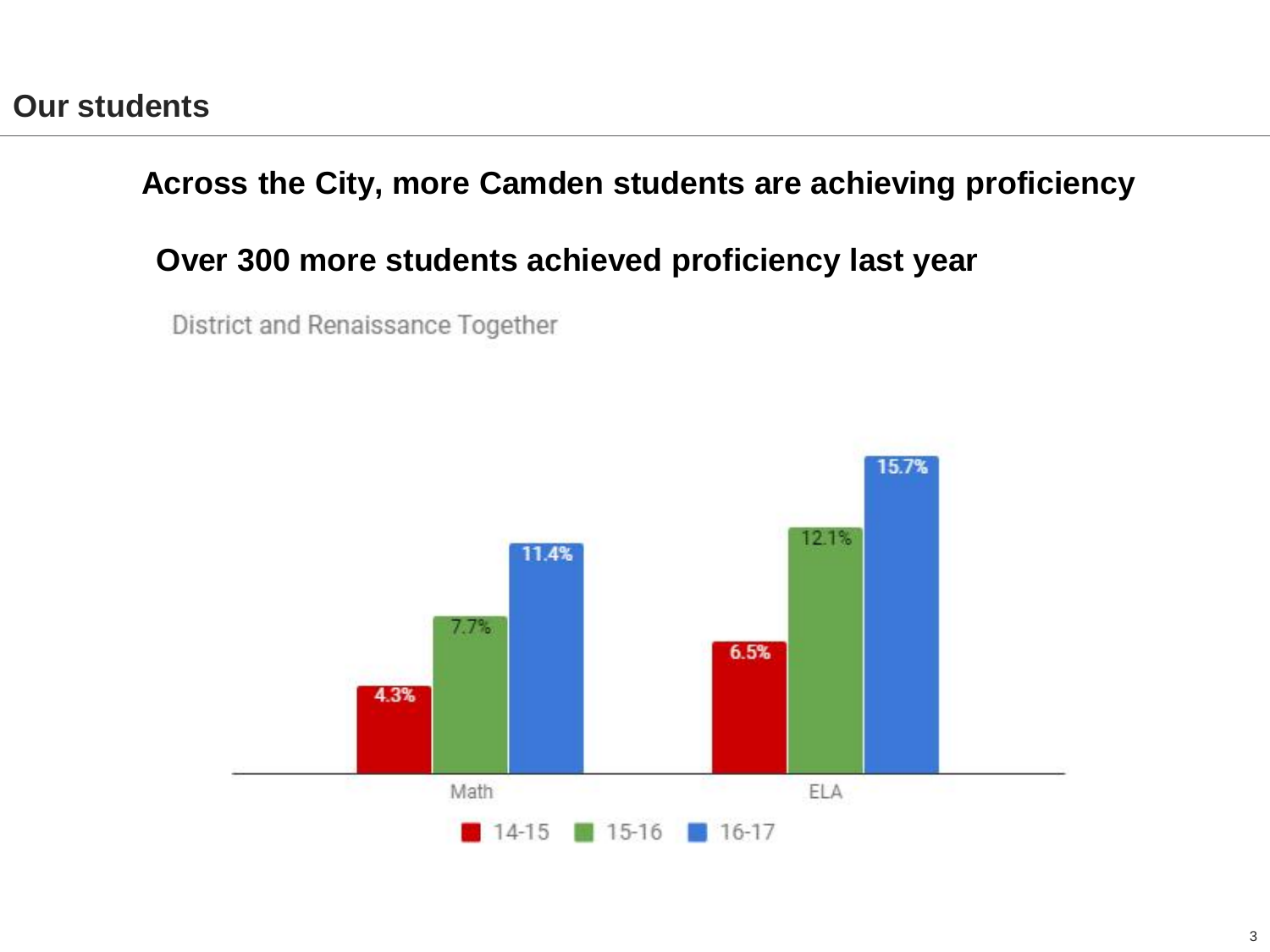## Our students

**Across the City, more Camden students are achieving proficiency**

**Over 300 more students achieved proficiency last year**

District and Renaissance Together

Math

4.3%

7.7%

11.4%

ELA

6.5%

12.1%

15.7%

14-15 15-16 16-17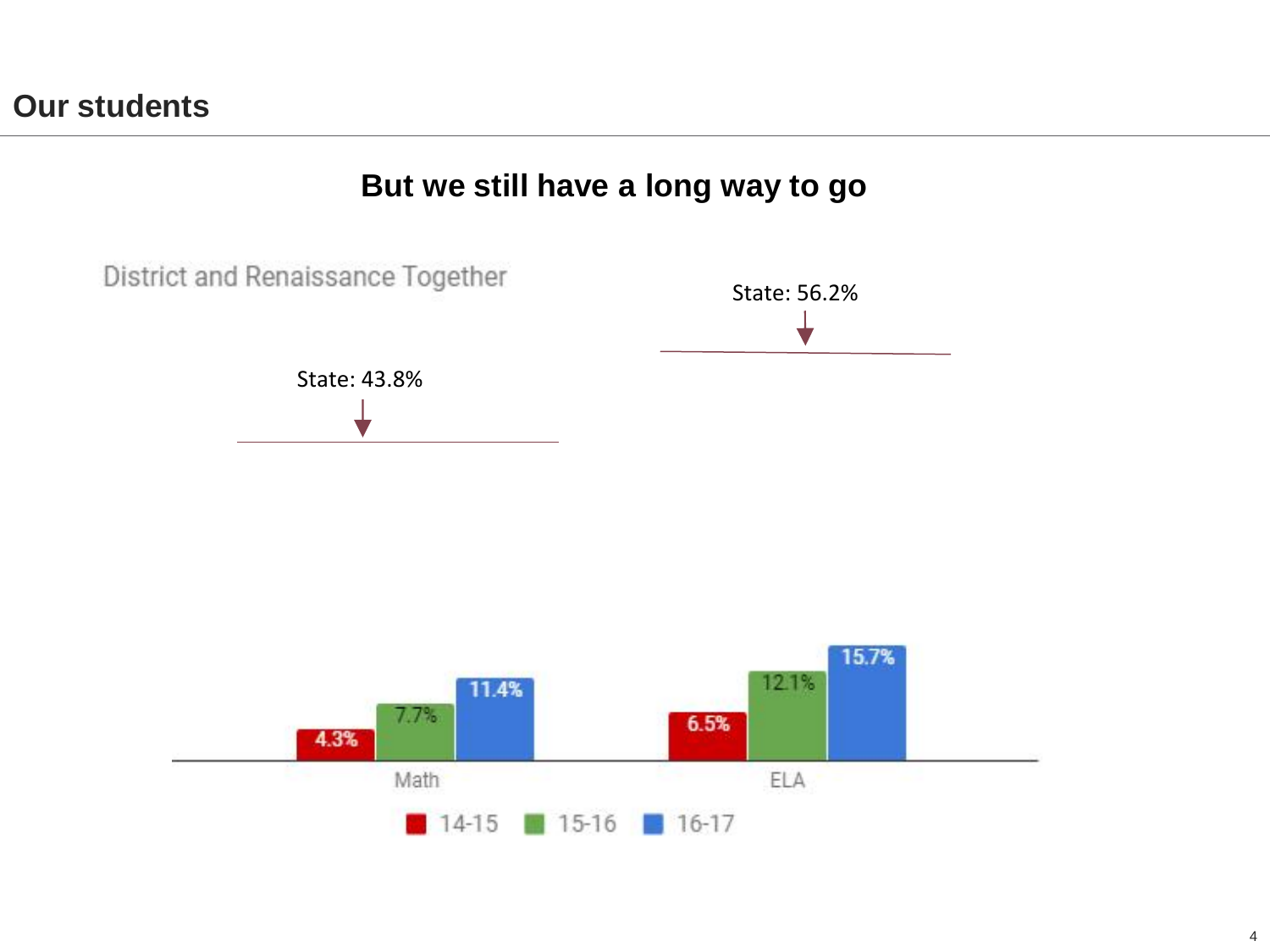## Our students

### But we still have a long way to go

District and Renaissance Together

State: 43.8%

State: 56.2%

4.3%
7.7%
11.4%
Math

6.5%
12.1%
15.7%
ELA

14-15 15-16 16-17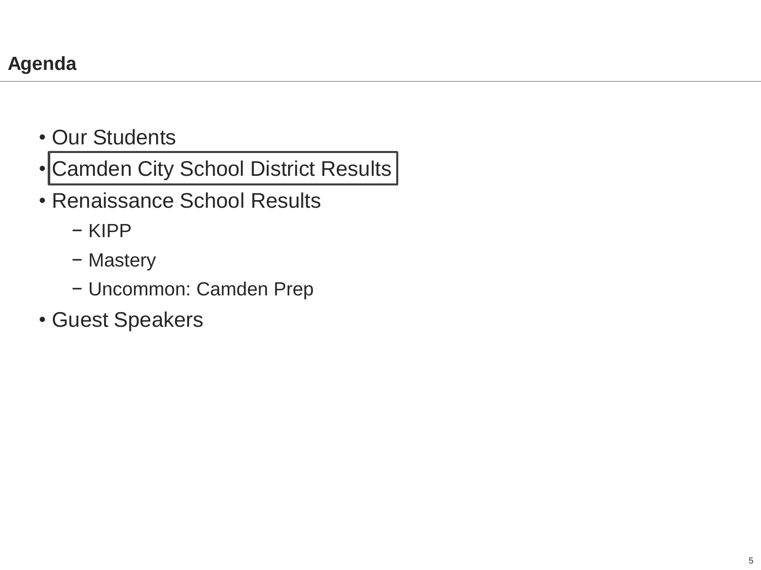## Agenda

- Our Students
- Camden City School District Results
- Renaissance School Results
  - KIPP
  - Mastery
  - Uncommon: Camden Prep
- Guest Speakers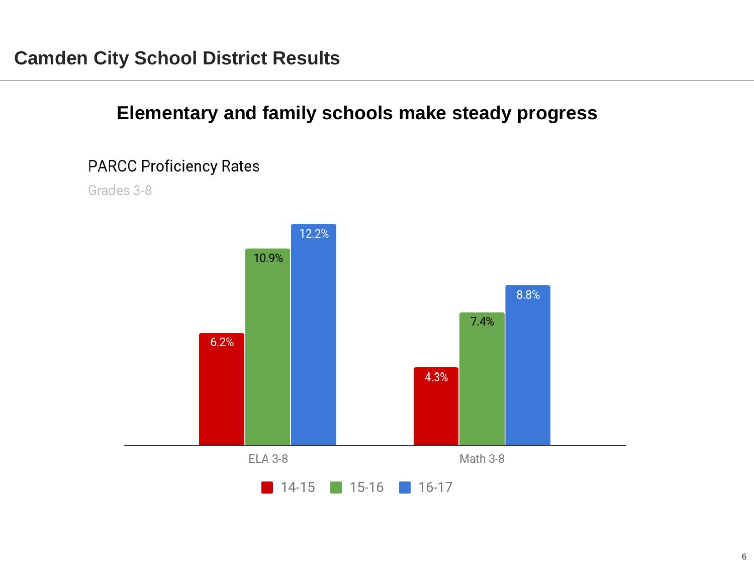# Camden City School District Results

## Elementary and family schools make steady progress

PARCC Proficiency Rates

Grades 3-8

12.2%

10.9%

6.2%

8.8%

7.4%

4.3%

ELA 3-8

Math 3-8

14-15 15-16 16-17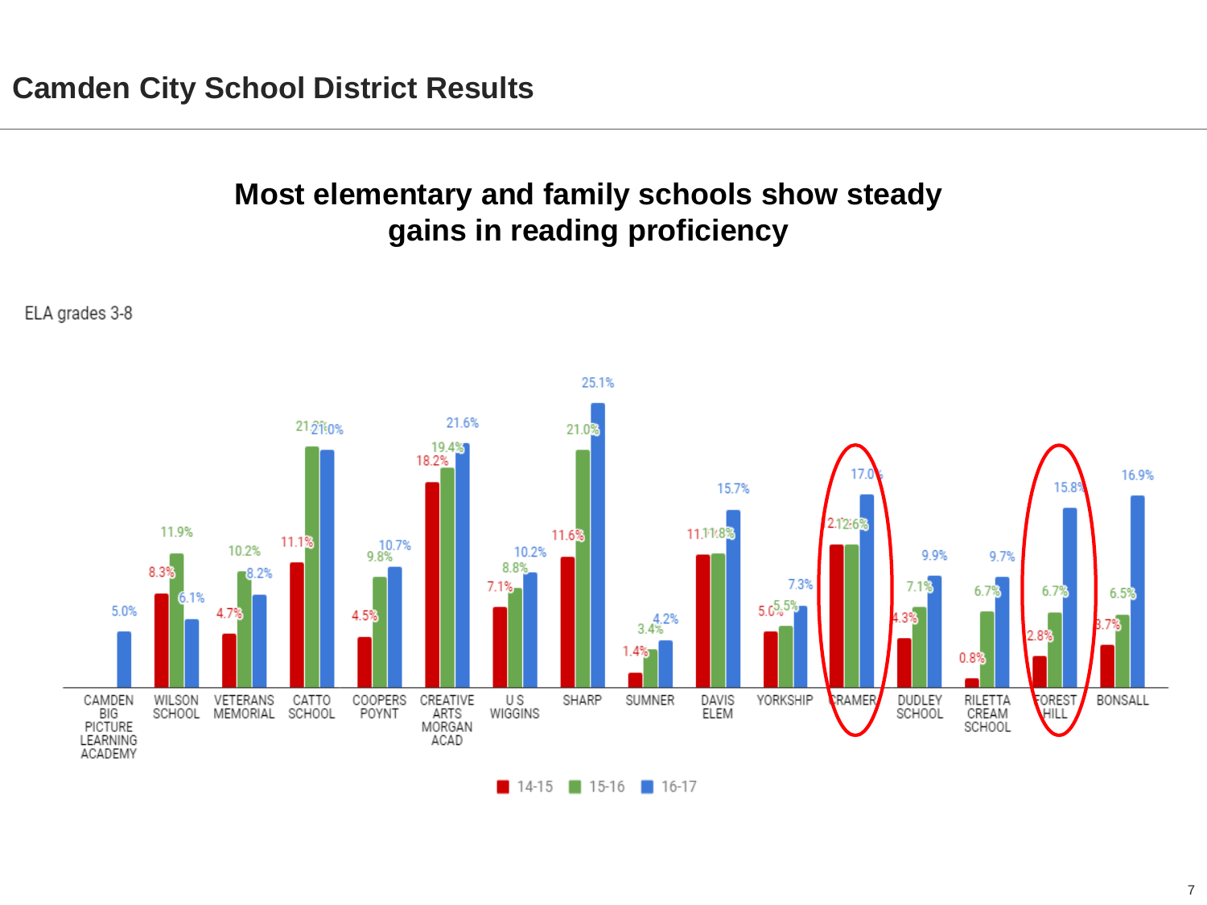## Camden City School District Results

### Most elementary and family schools show steady gains in reading proficiency

ELA grades 3-8

5.0%
8.3% 11.9% 6.1%
4.7% 10.2% 8.2%
11.1% 21.2% 21.0%
4.5% 9.8% 10.7%
18.2% 19.4% 21.6%
7.1% 8.8% 10.2%
11.6% 21.0% 25.1%
1.4% 3.4% 4.2%
11.1% 11.8% 15.7%
5.0% 5.5% 7.3%
12.1% 12.6% 17.0%
4.3% 7.1% 9.9%
0.8% 6.7% 9.7%
2.8% 6.7% 15.8%
3.7% 6.5% 16.9%

CAMDEN BIG PICTURE LEARNING ACADEMY
WILSON SCHOOL
VETERANS MEMORIAL
CATTO SCHOOL
COOPERS POYNT
CREATIVE ARTS MORGAN ACAD
U S WIGGINS
SHARP
SUMNER
DAVIS ELEM
YORKSHIP
CRAMER
DUDLEY SCHOOL
RILETTA CREAM SCHOOL
FOREST HILL
BONSALL

14-15 15-16 16-17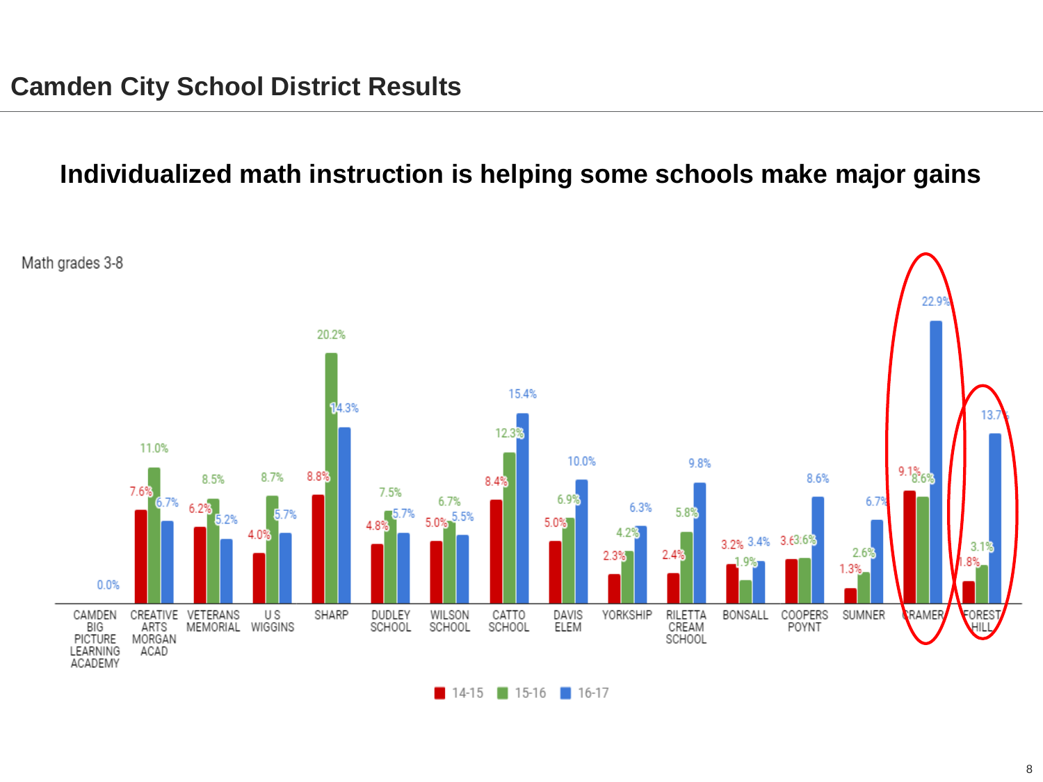# Camden City School District Results

## Individualized math instruction is helping some schools make major gains

Math grades 3-8

0.0%
CAMDEN BIG PICTURE LEARNING ACADEMY

7.6% 11.0% 6.7%
CREATIVE ARTS MORGAN ACAD

6.2% 8.5% 5.2%
VETERANS MEMORIAL

4.0% 8.7% 5.7%
U S WIGGINS

8.8% 20.2% 14.3%
SHARP

4.8% 7.5% 5.7%
DUDLEY SCHOOL

5.0% 6.7% 5.5%
WILSON SCHOOL

8.4% 12.3% 15.4%
CATTO SCHOOL

5.0% 6.9% 10.0%
DAVIS ELEM

2.3% 4.2% 6.3%
YORKSHIP

2.4% 5.8% 9.8%
RILETTA CREAM SCHOOL

3.2% 1.9% 3.4%
BONSALL

3.6% 3.6% 8.6%
COOPERS POYNT

1.3% 2.6% 6.7%
SUMNER

9.1% 8.6% 22.9%
CRAMER

1.8% 3.1% 13.7%
FOREST HILL

14-15 15-16 16-17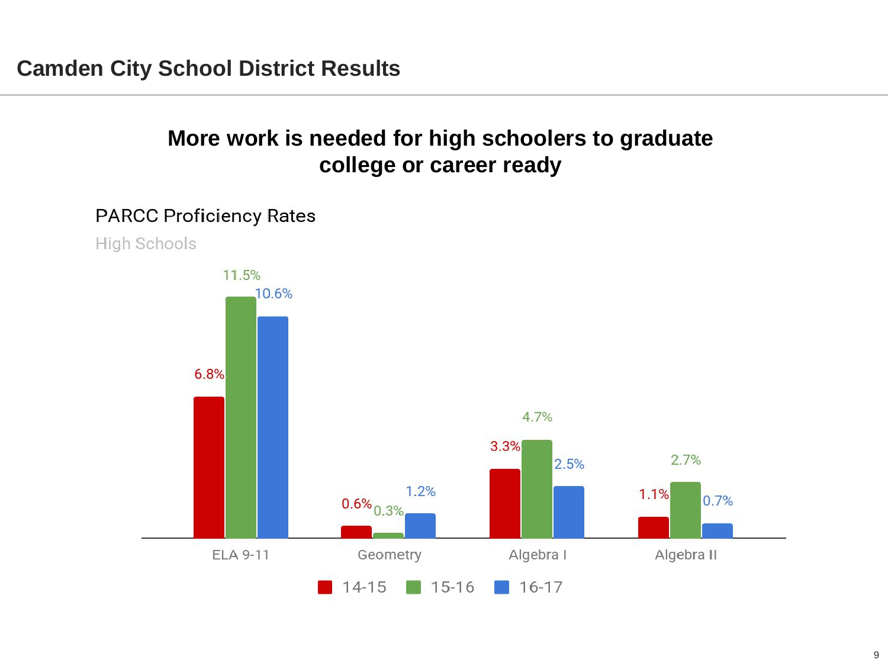# Camden City School District Results

## More work is needed for high schoolers to graduate college or career ready

PARCC Proficiency Rates

High Schools

ELA 9-11: 6.8%, 11.5%, 10.6%

Geometry: 0.6%, 0.3%, 1.2%

Algebra I: 3.3%, 4.7%, 2.5%

Algebra II: 1.1%, 2.7%, 0.7%

14-15 15-16 16-17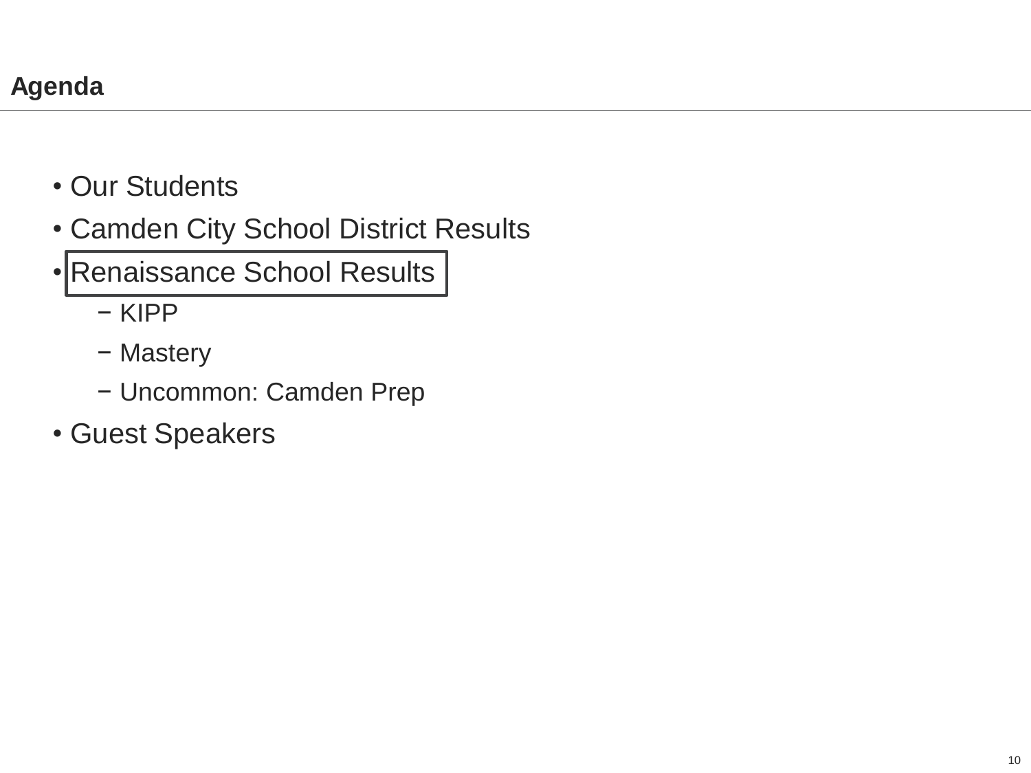# Agenda

- Our Students
- Camden City School District Results
- Renaissance School Results
  - KIPP
  - Mastery
  - Uncommon: Camden Prep
- Guest Speakers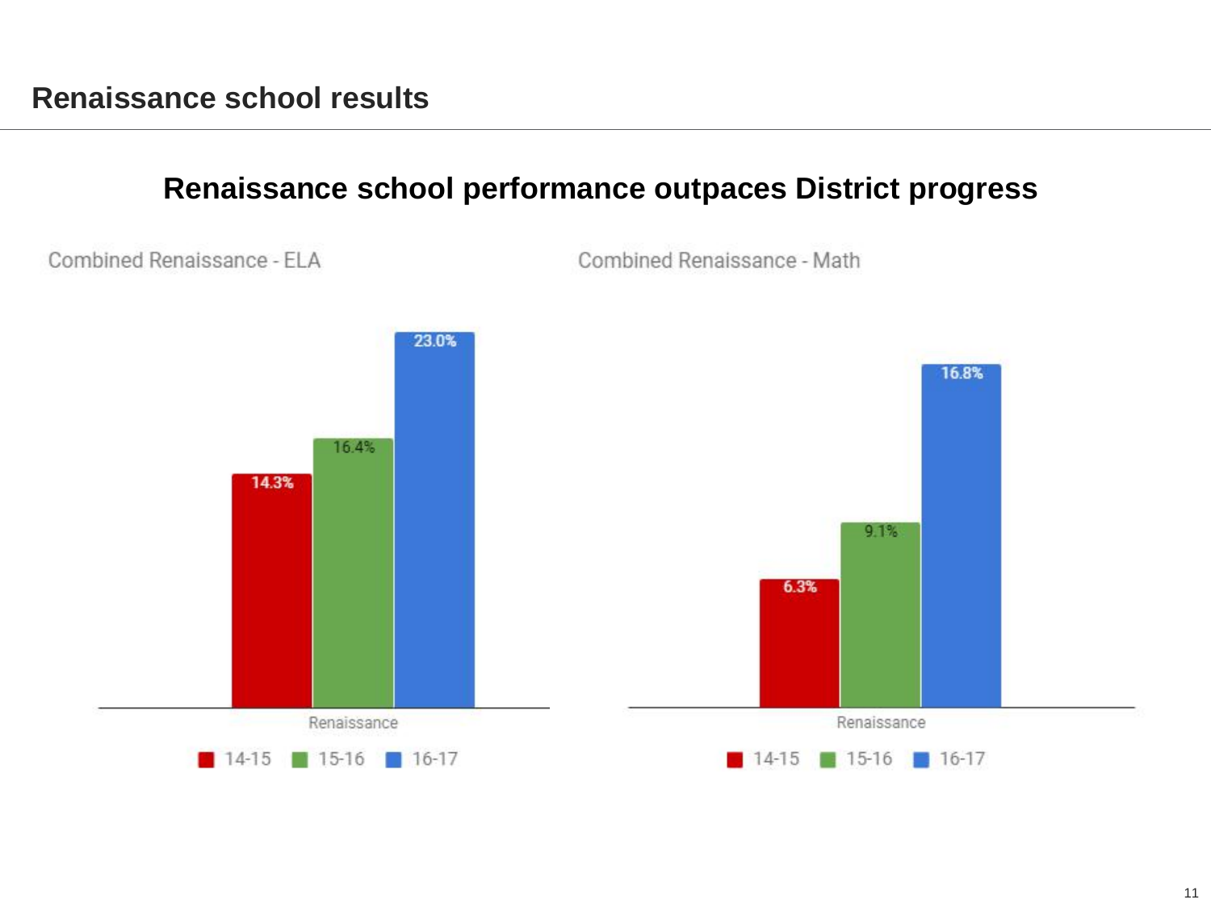## Renaissance school results

### Renaissance school performance outpaces District progress

Combined Renaissance - ELA

23.0%
16.4%
14.3%

Renaissance

14-15 15-16 16-17

Combined Renaissance - Math

16.8%
9.1%
6.3%

Renaissance

14-15 15-16 16-17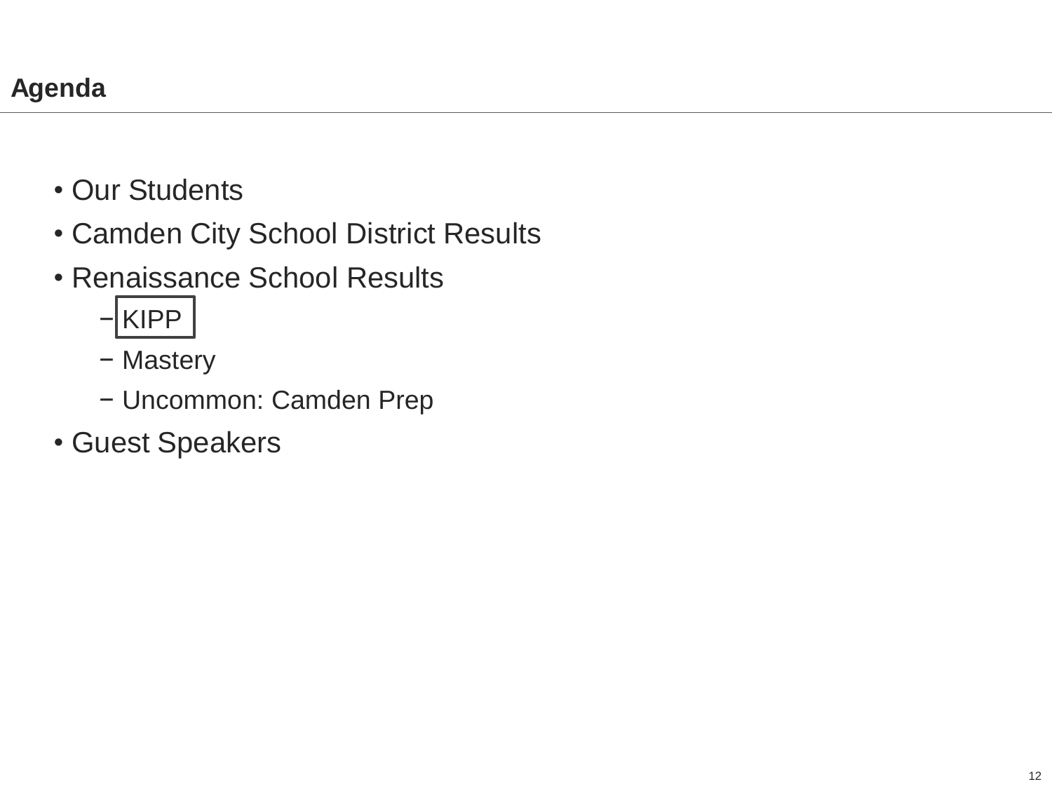# Agenda

- Our Students
- Camden City School District Results
- Renaissance School Results
  - KIPP
  - Mastery
  - Uncommon: Camden Prep
- Guest Speakers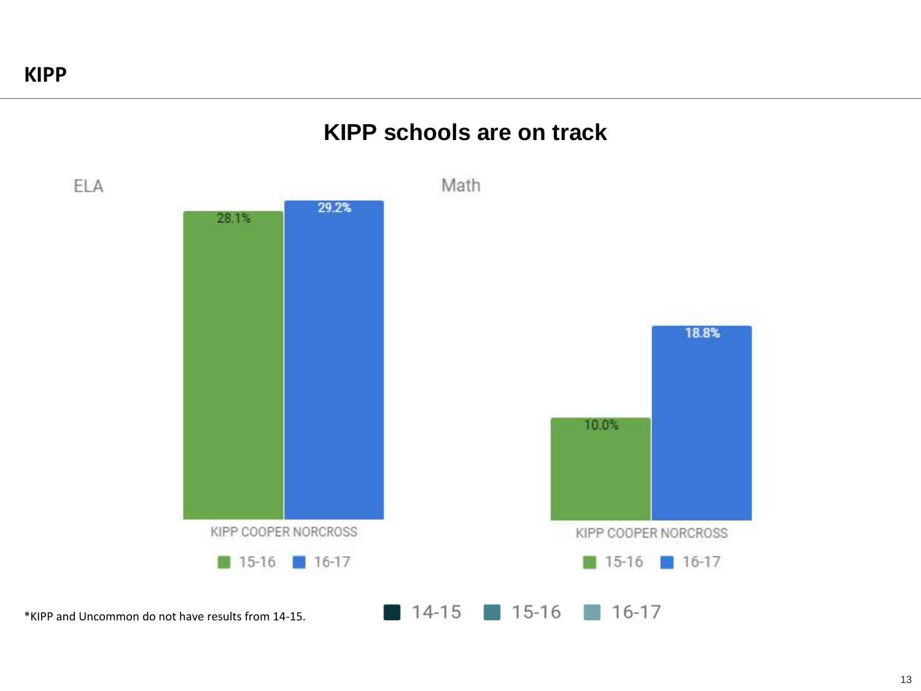# KIPP

## KIPP schools are on track

ELA

28.1%

29.2%

KIPP COOPER NORCROSS

15-16 16-17

Math

10.0%

18.8%

KIPP COOPER NORCROSS

15-16 16-17

*KIPP and Uncommon do not have results from 14-15.

14-15 15-16 16-17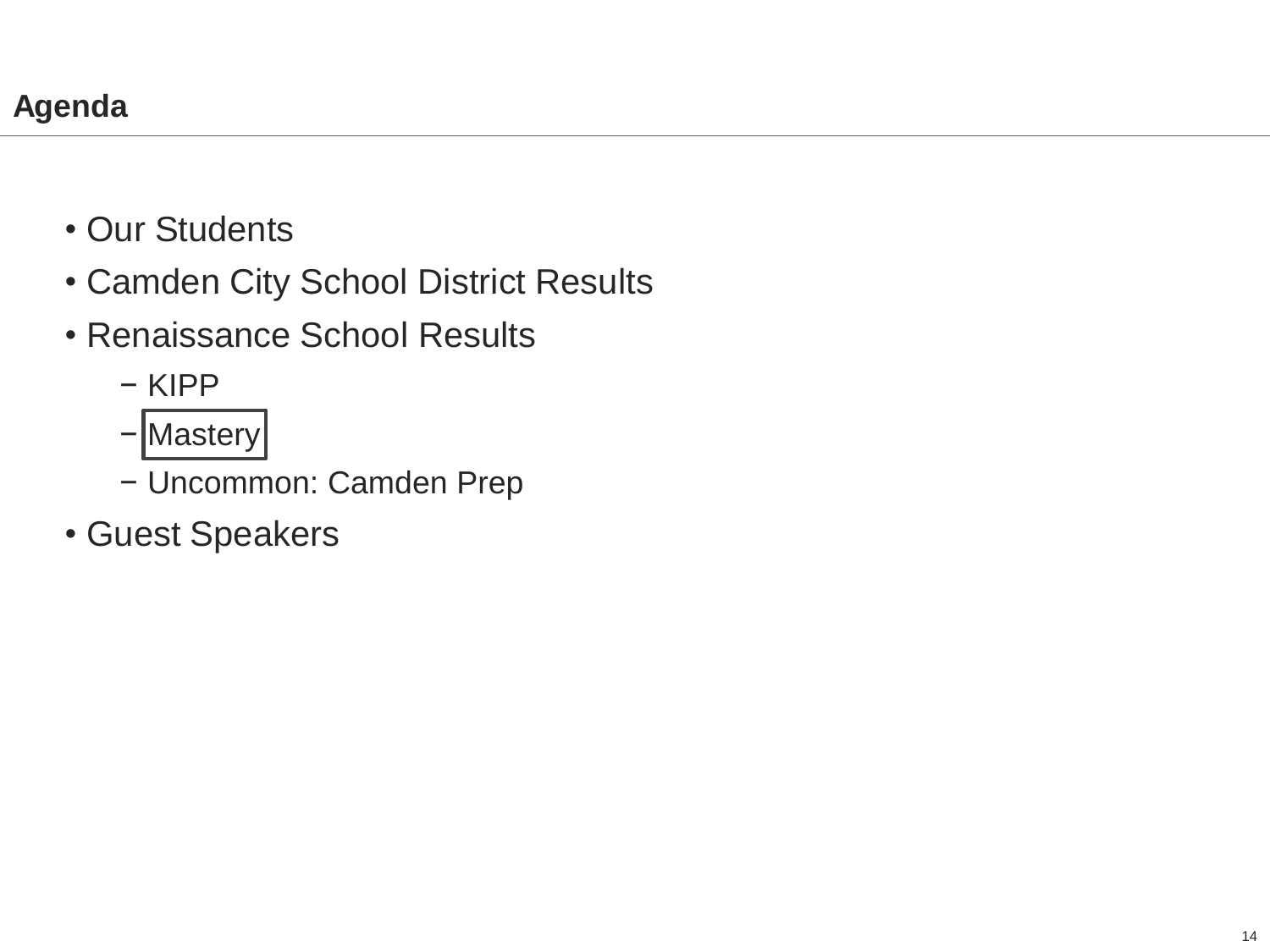# Agenda

- Our Students
- Camden City School District Results
- Renaissance School Results
  - KIPP
  - Mastery
  - Uncommon: Camden Prep
- Guest Speakers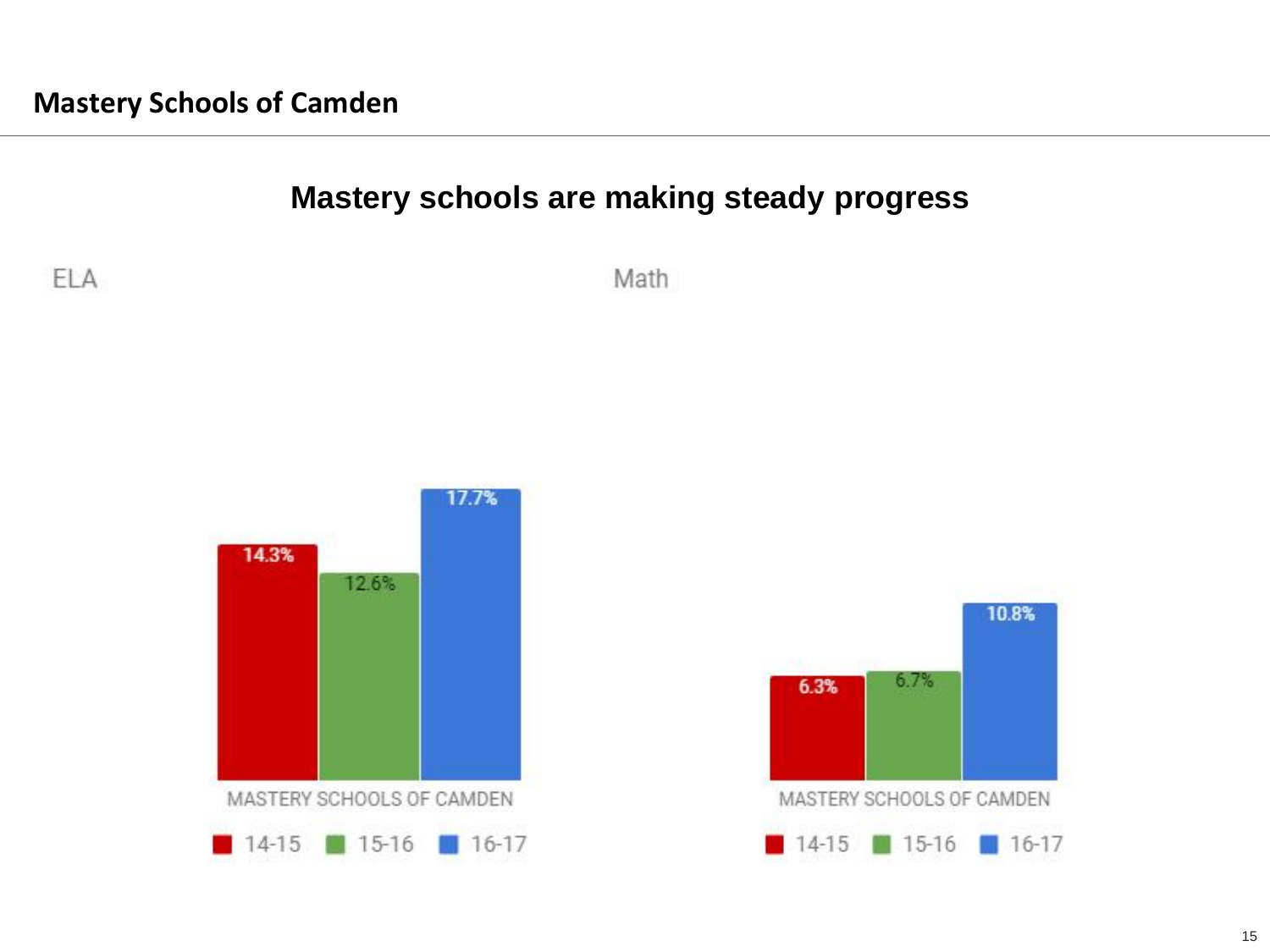## Mastery Schools of Camden

### Mastery schools are making steady progress

ELA

14.3%
12.6%
17.7%

MASTERY SCHOOLS OF CAMDEN

14-15 15-16 16-17

Math

6.3%
6.7%
10.8%

MASTERY SCHOOLS OF CAMDEN

14-15 15-16 16-17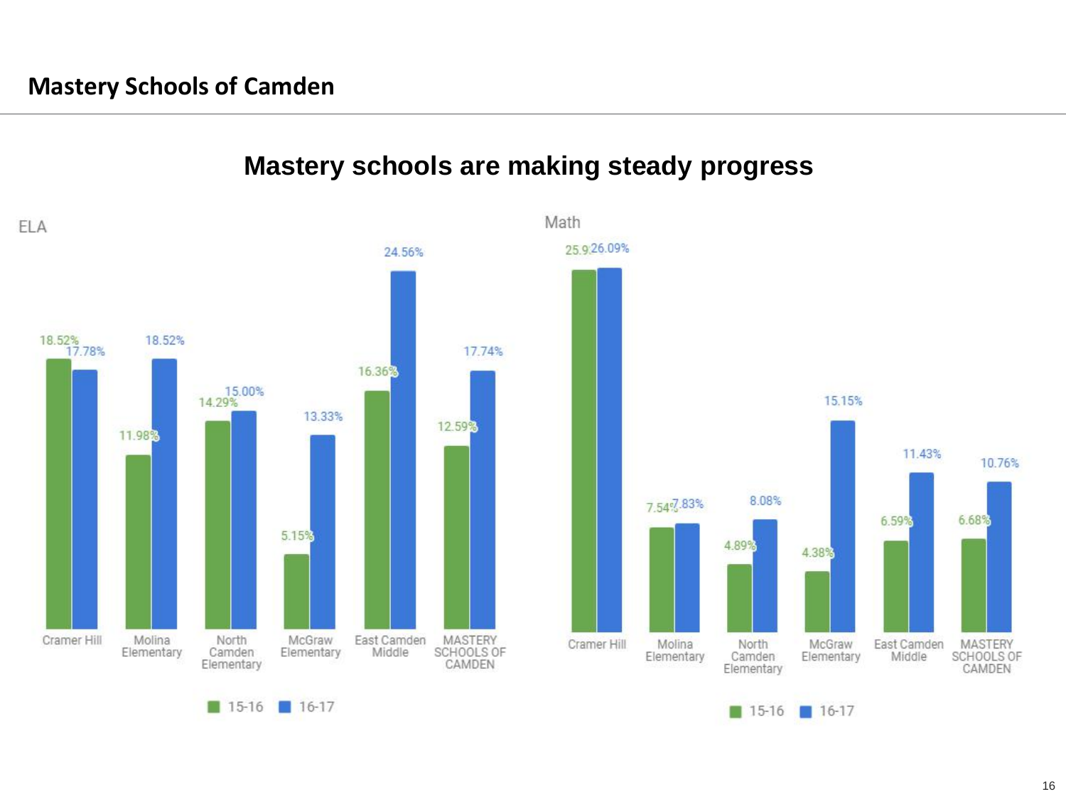## Mastery Schools of Camden

# Mastery schools are making steady progress

ELA

18.52%
17.78%
Cramer Hill

11.98%
18.52%
Molina Elementary

14.29%
15.00%
North Camden Elementary

5.15%
13.33%
McGraw Elementary

16.36%
24.56%
East Camden Middle

12.59%
17.74%
MASTERY SCHOOLS OF CAMDEN

15-16 16-17

Math

25.9
26.09%
Cramer Hill

7.54%
7.83%
Molina Elementary

4.89%
8.08%
North Camden Elementary

4.38%
15.15%
McGraw Elementary

6.59%
11.43%
East Camden Middle

6.68%
10.76%
MASTERY SCHOOLS OF CAMDEN

15-16 16-17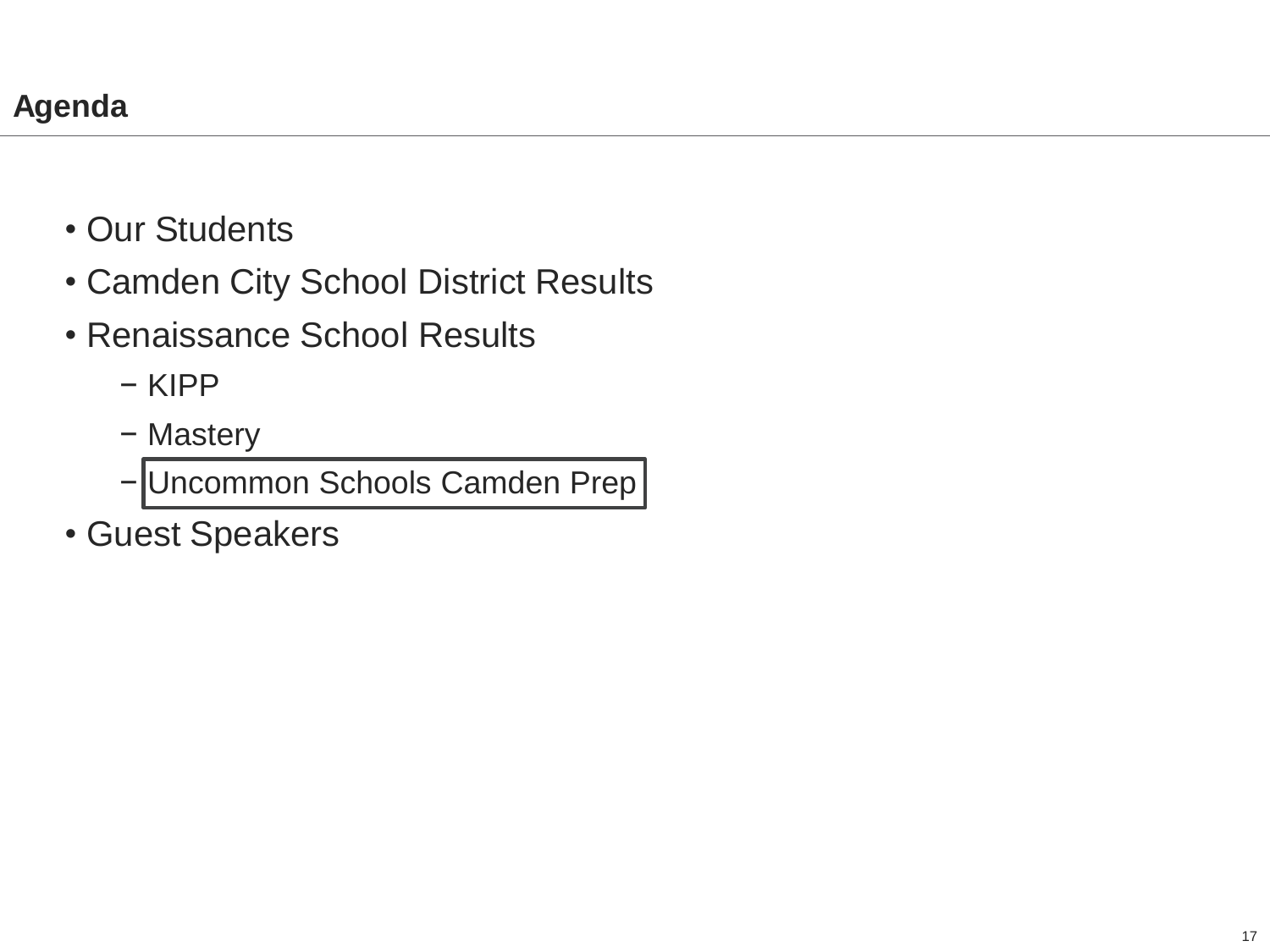## Agenda

- Our Students
- Camden City School District Results
- Renaissance School Results
  - KIPP
  - Mastery
  - Uncommon Schools Camden Prep
- Guest Speakers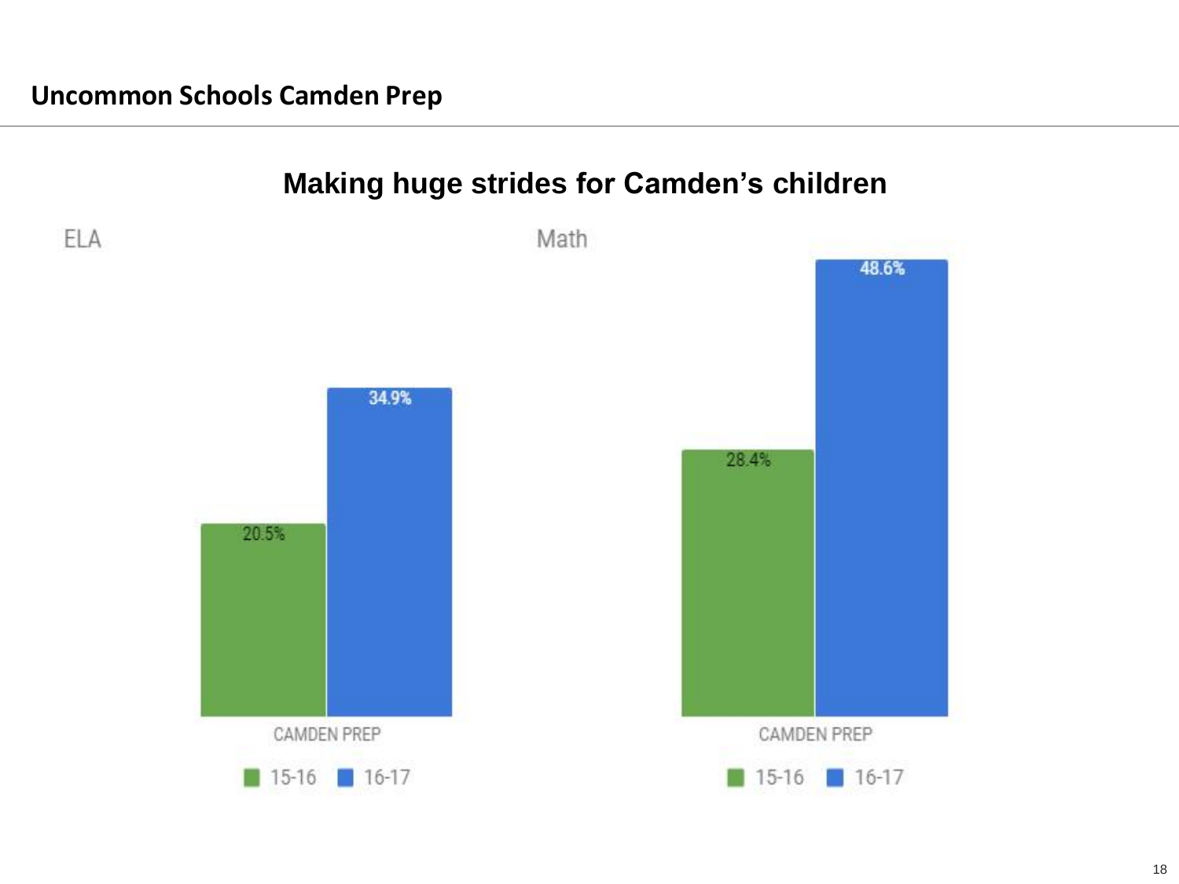# Uncommon Schools Camden Prep

## Making huge strides for Camden's children

ELA

34.9%

20.5%

CAMDEN PREP

15-16 16-17

Math

48.6%

28.4%

CAMDEN PREP

15-16 16-17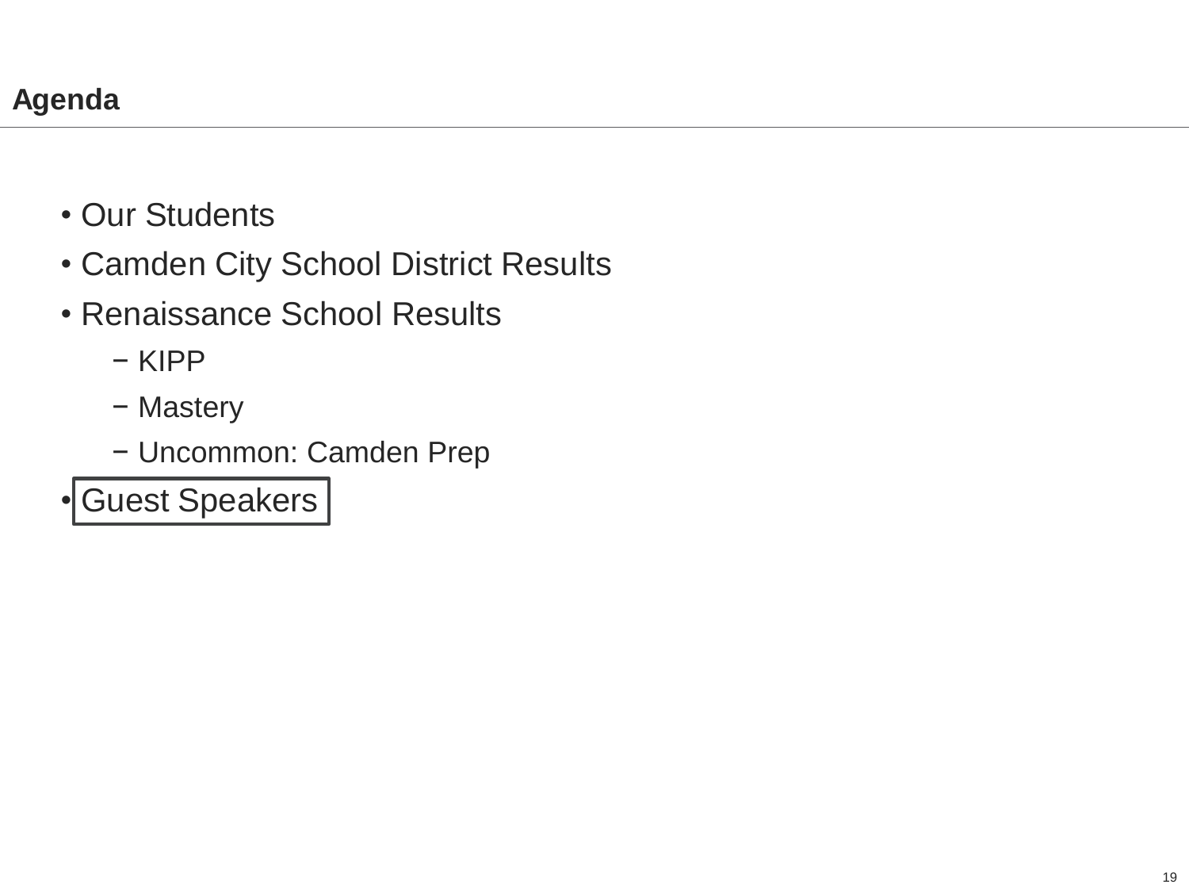## Agenda

- Our Students
- Camden City School District Results
- Renaissance School Results
  - KIPP
  - Mastery
  - Uncommon: Camden Prep
- Guest Speakers